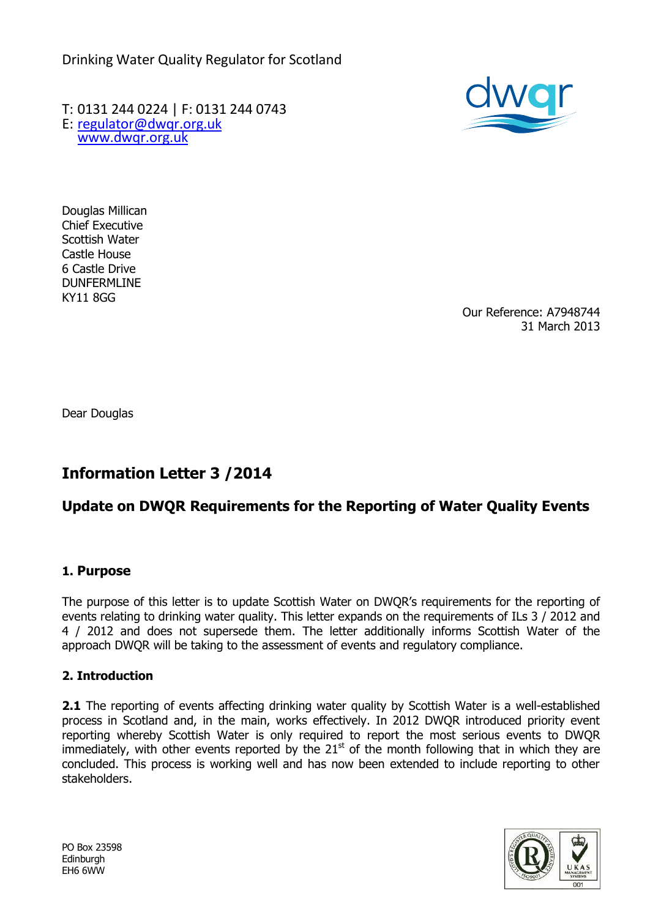Drinking Water Quality Regulator for Scotland

T: 0131 244 0224 | F: 0131 244 0743
E: regulator@dwqr.org.uk
www.dwqr.org.uk

Douglas Millican
Chief Executive
Scottish Water
Castle House
6 Castle Drive
DUNFERMLINE
KY11 8GG

Our Reference: A7948744
31 March 2013

Dear Douglas

# Information Letter 3 /2014

## Update on DWQR Requirements for the Reporting of Water Quality Events

### 1. Purpose

The purpose of this letter is to update Scottish Water on DWQR's requirements for the reporting of events relating to drinking water quality. This letter expands on the requirements of ILs 3 / 2012 and 4 / 2012 and does not supersede them. The letter additionally informs Scottish Water of the approach DWQR will be taking to the assessment of events and regulatory compliance.

### 2. Introduction

**2.1** The reporting of events affecting drinking water quality by Scottish Water is a well-established process in Scotland and, in the main, works effectively. In 2012 DWQR introduced priority event reporting whereby Scottish Water is only required to report the most serious events to DWQR immediately, with other events reported by the 21st of the month following that in which they are concluded. This process is working well and has now been extended to include reporting to other stakeholders.

PO Box 23598
Edinburgh
EH6 6WW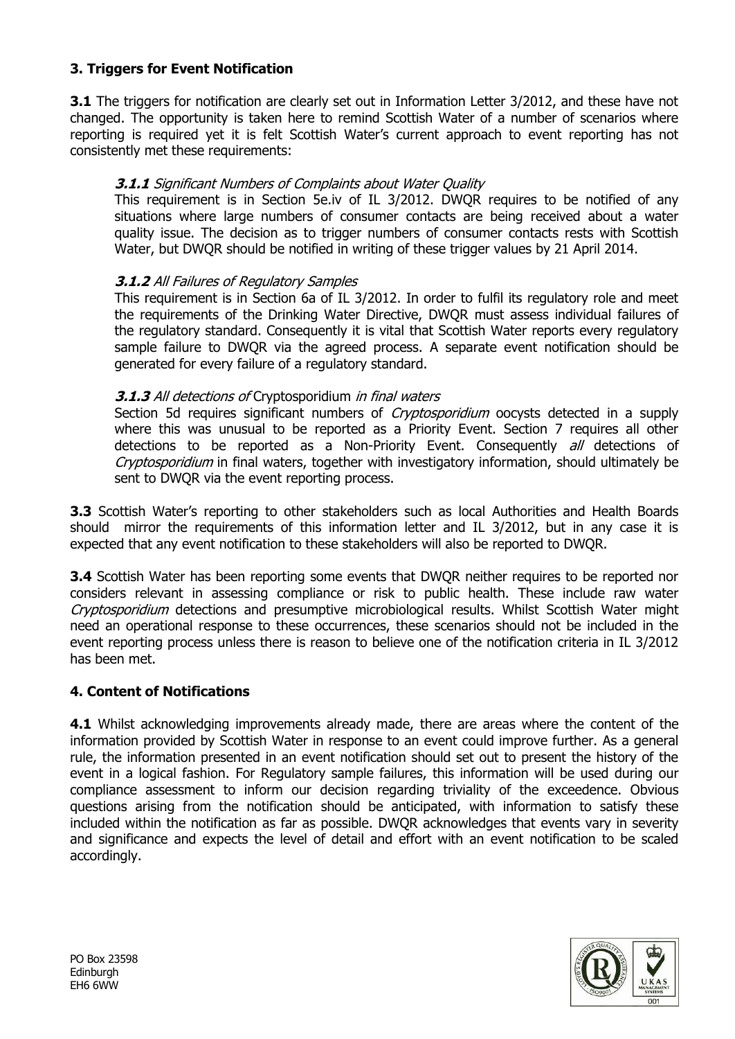## 3. Triggers for Event Notification

**3.1** The triggers for notification are clearly set out in Information Letter 3/2012, and these have not changed. The opportunity is taken here to remind Scottish Water of a number of scenarios where reporting is required yet it is felt Scottish Water's current approach to event reporting has not consistently met these requirements:

### *3.1.1 Significant Numbers of Complaints about Water Quality*

This requirement is in Section 5e.iv of IL 3/2012. DWQR requires to be notified of any situations where large numbers of consumer contacts are being received about a water quality issue. The decision as to trigger numbers of consumer contacts rests with Scottish Water, but DWQR should be notified in writing of these trigger values by 21 April 2014.

### *3.1.2 All Failures of Regulatory Samples*

This requirement is in Section 6a of IL 3/2012. In order to fulfil its regulatory role and meet the requirements of the Drinking Water Directive, DWQR must assess individual failures of the regulatory standard. Consequently it is vital that Scottish Water reports every regulatory sample failure to DWQR via the agreed process. A separate event notification should be generated for every failure of a regulatory standard.

### *3.1.3 All detections of* Cryptosporidium *in final waters*

Section 5d requires significant numbers of *Cryptosporidium* oocysts detected in a supply where this was unusual to be reported as a Priority Event. Section 7 requires all other detections to be reported as a Non-Priority Event. Consequently *all* detections of *Cryptosporidium* in final waters, together with investigatory information, should ultimately be sent to DWQR via the event reporting process.

**3.3** Scottish Water's reporting to other stakeholders such as local Authorities and Health Boards should mirror the requirements of this information letter and IL 3/2012, but in any case it is expected that any event notification to these stakeholders will also be reported to DWQR.

**3.4** Scottish Water has been reporting some events that DWQR neither requires to be reported nor considers relevant in assessing compliance or risk to public health. These include raw water *Cryptosporidium* detections and presumptive microbiological results. Whilst Scottish Water might need an operational response to these occurrences, these scenarios should not be included in the event reporting process unless there is reason to believe one of the notification criteria in IL 3/2012 has been met.

## 4. Content of Notifications

**4.1** Whilst acknowledging improvements already made, there are areas where the content of the information provided by Scottish Water in response to an event could improve further. As a general rule, the information presented in an event notification should set out to present the history of the event in a logical fashion. For Regulatory sample failures, this information will be used during our compliance assessment to inform our decision regarding triviality of the exceedence. Obvious questions arising from the notification should be anticipated, with information to satisfy these included within the notification as far as possible. DWQR acknowledges that events vary in severity and significance and expects the level of detail and effort with an event notification to be scaled accordingly.

PO Box 23598
Edinburgh
EH6 6WW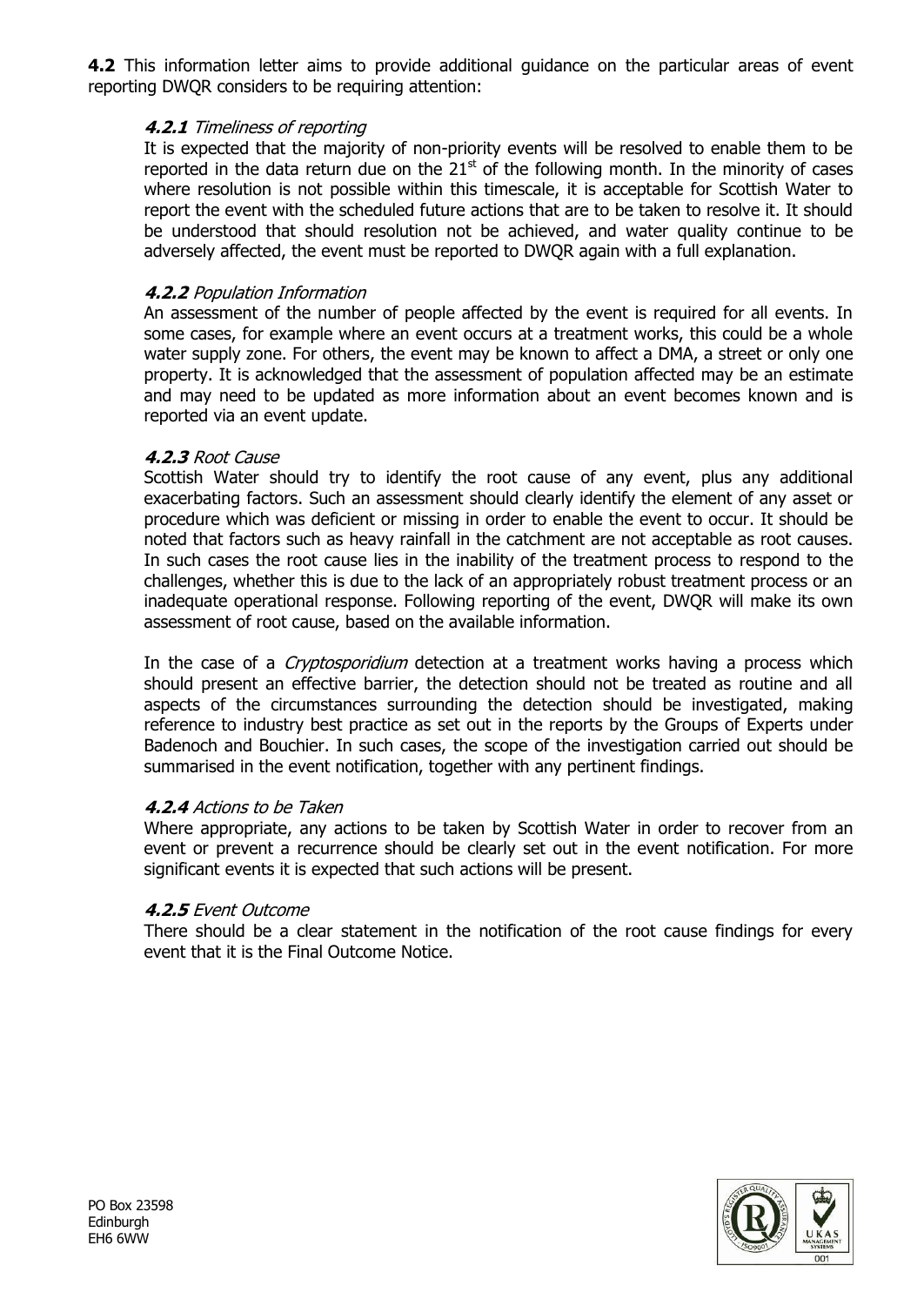**4.2** This information letter aims to provide additional guidance on the particular areas of event reporting DWQR considers to be requiring attention:

#### ***4.2.1*** *Timeliness of reporting*

It is expected that the majority of non-priority events will be resolved to enable them to be reported in the data return due on the 21st of the following month. In the minority of cases where resolution is not possible within this timescale, it is acceptable for Scottish Water to report the event with the scheduled future actions that are to be taken to resolve it. It should be understood that should resolution not be achieved, and water quality continue to be adversely affected, the event must be reported to DWQR again with a full explanation.

#### ***4.2.2*** *Population Information*

An assessment of the number of people affected by the event is required for all events. In some cases, for example where an event occurs at a treatment works, this could be a whole water supply zone. For others, the event may be known to affect a DMA, a street or only one property. It is acknowledged that the assessment of population affected may be an estimate and may need to be updated as more information about an event becomes known and is reported via an event update.

#### ***4.2.3*** *Root Cause*

Scottish Water should try to identify the root cause of any event, plus any additional exacerbating factors. Such an assessment should clearly identify the element of any asset or procedure which was deficient or missing in order to enable the event to occur. It should be noted that factors such as heavy rainfall in the catchment are not acceptable as root causes. In such cases the root cause lies in the inability of the treatment process to respond to the challenges, whether this is due to the lack of an appropriately robust treatment process or an inadequate operational response. Following reporting of the event, DWQR will make its own assessment of root cause, based on the available information.

In the case of a *Cryptosporidium* detection at a treatment works having a process which should present an effective barrier, the detection should not be treated as routine and all aspects of the circumstances surrounding the detection should be investigated, making reference to industry best practice as set out in the reports by the Groups of Experts under Badenoch and Bouchier. In such cases, the scope of the investigation carried out should be summarised in the event notification, together with any pertinent findings.

#### ***4.2.4*** *Actions to be Taken*

Where appropriate, any actions to be taken by Scottish Water in order to recover from an event or prevent a recurrence should be clearly set out in the event notification. For more significant events it is expected that such actions will be present.

#### ***4.2.5*** *Event Outcome*

There should be a clear statement in the notification of the root cause findings for every event that it is the Final Outcome Notice.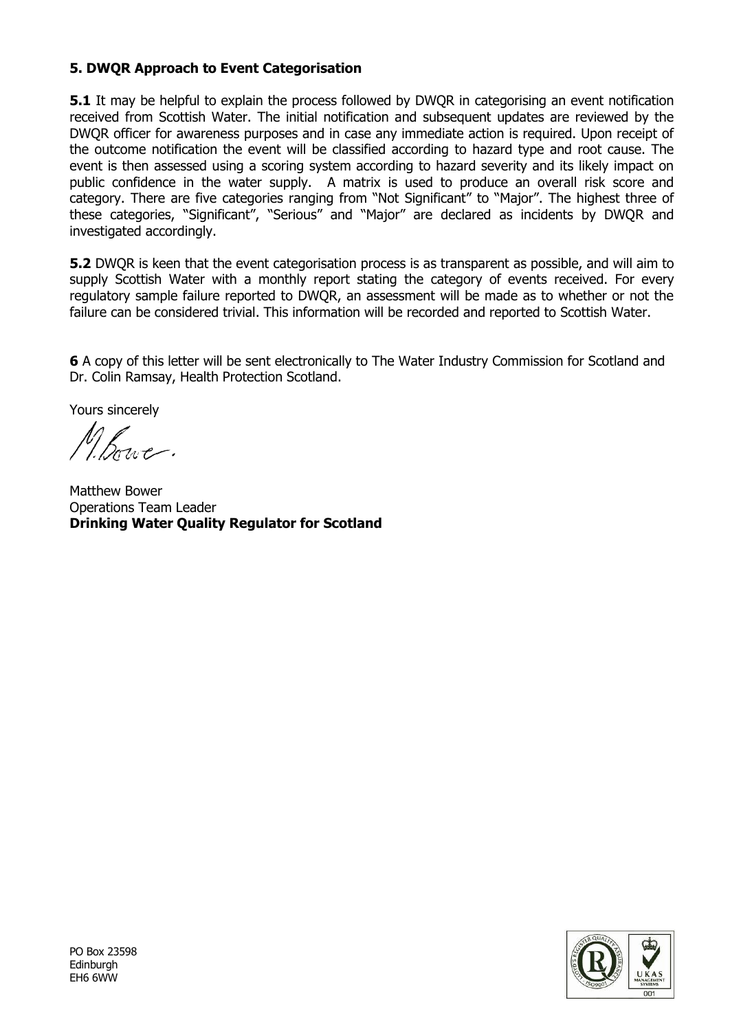## 5. DWQR Approach to Event Categorisation

**5.1** It may be helpful to explain the process followed by DWQR in categorising an event notification received from Scottish Water. The initial notification and subsequent updates are reviewed by the DWQR officer for awareness purposes and in case any immediate action is required. Upon receipt of the outcome notification the event will be classified according to hazard type and root cause. The event is then assessed using a scoring system according to hazard severity and its likely impact on public confidence in the water supply. A matrix is used to produce an overall risk score and category. There are five categories ranging from "Not Significant" to "Major". The highest three of these categories, "Significant", "Serious" and "Major" are declared as incidents by DWQR and investigated accordingly.

**5.2** DWQR is keen that the event categorisation process is as transparent as possible, and will aim to supply Scottish Water with a monthly report stating the category of events received. For every regulatory sample failure reported to DWQR, an assessment will be made as to whether or not the failure can be considered trivial. This information will be recorded and reported to Scottish Water.

**6** A copy of this letter will be sent electronically to The Water Industry Commission for Scotland and Dr. Colin Ramsay, Health Protection Scotland.

Yours sincerely

M.Bowe.

Matthew Bower
Operations Team Leader
**Drinking Water Quality Regulator for Scotland**

PO Box 23598
Edinburgh
EH6 6WW